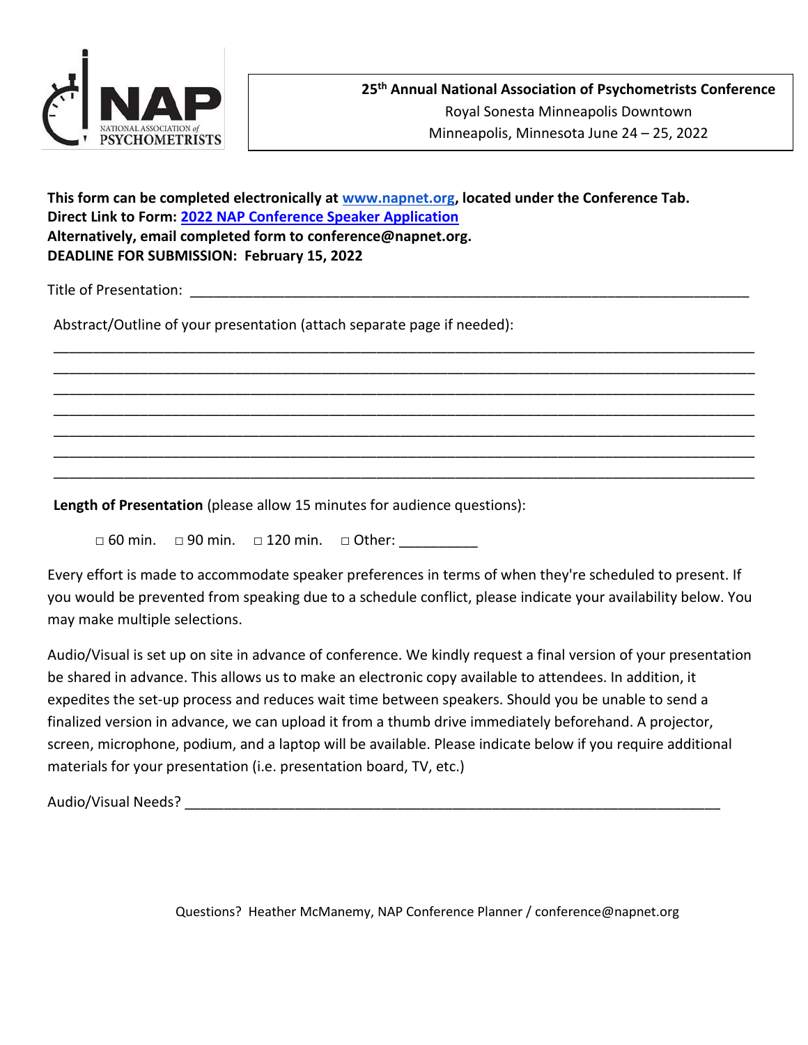**25th Annual National Association of Psychometrists Conference**
Royal Sonesta Minneapolis Downtown
Minneapolis, Minnesota June 24 – 25, 2022

**This form can be completed electronically at www.napnet.org, located under the Conference Tab.**
**Direct Link to Form: 2022 NAP Conference Speaker Application**
**Alternatively, email completed form to conference@napnet.org.**
**DEADLINE FOR SUBMISSION: February 15, 2022**

Title of Presentation: ______________________________________________________________________

Abstract/Outline of your presentation (attach separate page if needed):

________________________________________________________________________________________
________________________________________________________________________________________
________________________________________________________________________________________
________________________________________________________________________________________
________________________________________________________________________________________
________________________________________________________________________________________
________________________________________________________________________________________

**Length of Presentation** (please allow 15 minutes for audience questions):

□ 60 min. □ 90 min. □ 120 min. □ Other: __________

Every effort is made to accommodate speaker preferences in terms of when they're scheduled to present. If you would be prevented from speaking due to a schedule conflict, please indicate your availability below. You may make multiple selections.

Audio/Visual is set up on site in advance of conference. We kindly request a final version of your presentation be shared in advance. This allows us to make an electronic copy available to attendees. In addition, it expedites the set-up process and reduces wait time between speakers. Should you be unable to send a finalized version in advance, we can upload it from a thumb drive immediately beforehand. A projector, screen, microphone, podium, and a laptop will be available. Please indicate below if you require additional materials for your presentation (i.e. presentation board, TV, etc.)

Audio/Visual Needs? _______________________________________________________________________

Questions? Heather McManemy, NAP Conference Planner / conference@napnet.org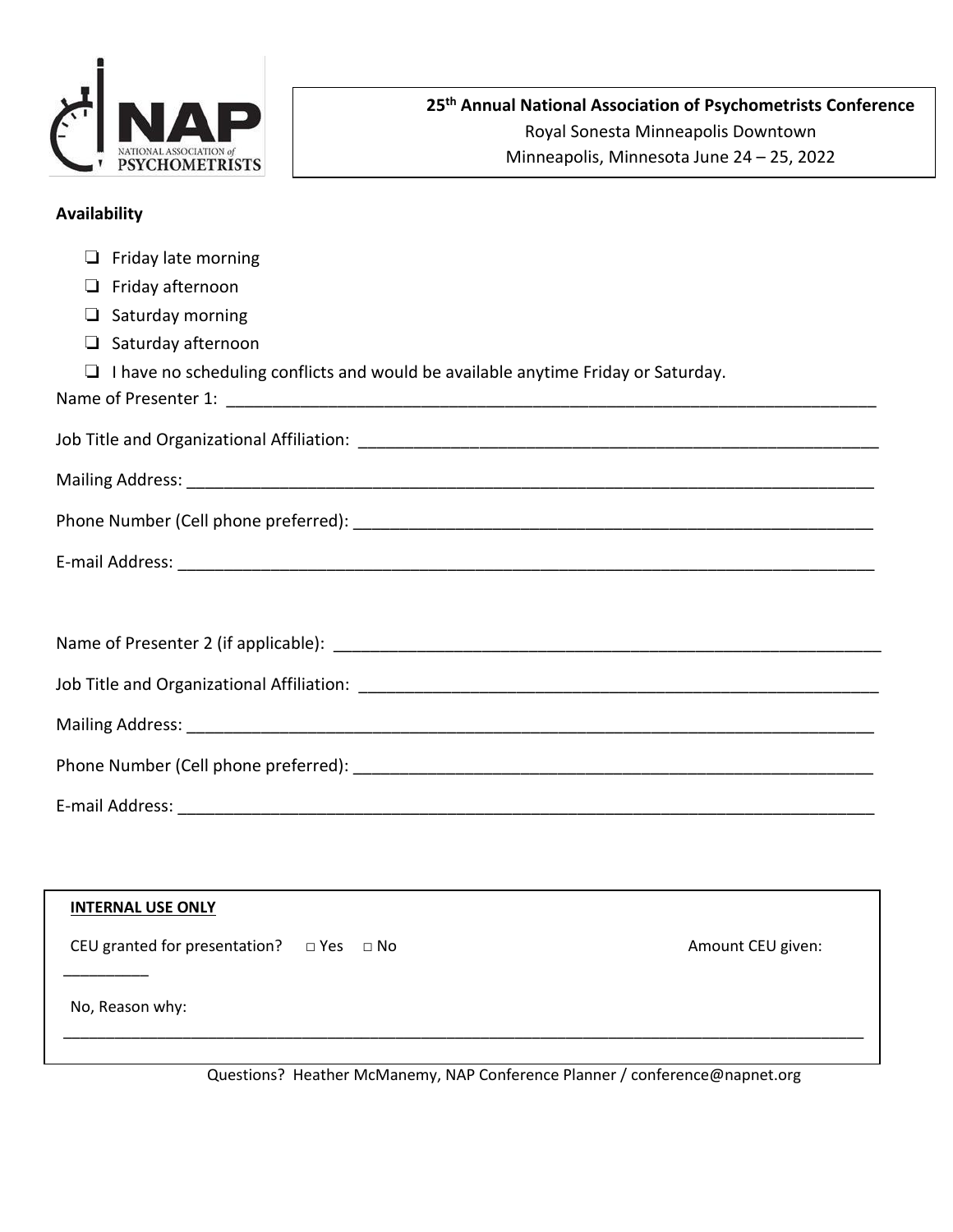**25th Annual National Association of Psychometrists Conference**
Royal Sonesta Minneapolis Downtown
Minneapolis, Minnesota June 24 – 25, 2022

**Availability**

- ❑ Friday late morning
- ❑ Friday afternoon
- ❑ Saturday morning
- ❑ Saturday afternoon
- ❑ I have no scheduling conflicts and would be available anytime Friday or Saturday.

Name of Presenter 1: ___________________________________________________________________________

Job Title and Organizational Affiliation: ___________________________________________________________

Mailing Address: _______________________________________________________________________________

Phone Number (Cell phone preferred): _____________________________________________________________

E-mail Address: ________________________________________________________________________________

Name of Presenter 2 (if applicable): _______________________________________________________________

Job Title and Organizational Affiliation: ___________________________________________________________

Mailing Address: _______________________________________________________________________________

Phone Number (Cell phone preferred): _____________________________________________________________

E-mail Address: ________________________________________________________________________________

**INTERNAL USE ONLY**

CEU granted for presentation? □ Yes □ No Amount CEU given: __________

No, Reason why: ________________________________________________________________________________

Questions? Heather McManemy, NAP Conference Planner / conference@napnet.org